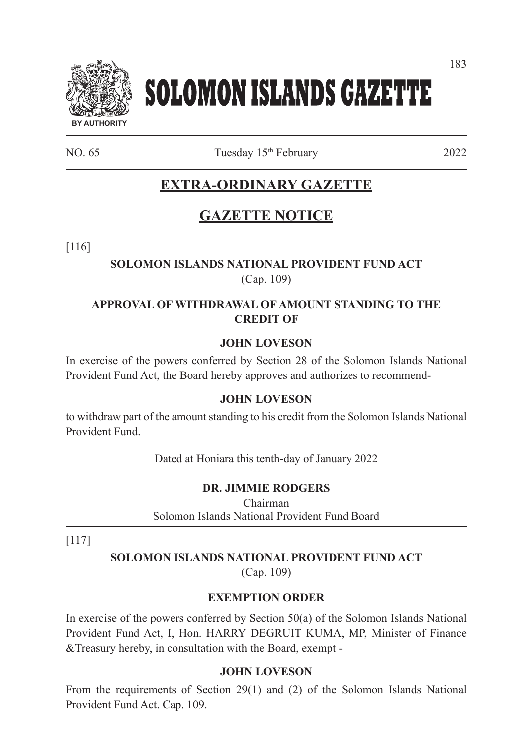# SOLOMON ISLANDS GAZETTE

BY AUTHORITY

NO. 65 Tuesday 15th February 2022

## EXTRA-ORDINARY GAZETTE

## GAZETTE NOTICE

[116]

**SOLOMON ISLANDS NATIONAL PROVIDENT FUND ACT**
(Cap. 109)

**APPROVAL OF WITHDRAWAL OF AMOUNT STANDING TO THE CREDIT OF**

**JOHN LOVESON**

In exercise of the powers conferred by Section 28 of the Solomon Islands National Provident Fund Act, the Board hereby approves and authorizes to recommend-

**JOHN LOVESON**

to withdraw part of the amount standing to his credit from the Solomon Islands National Provident Fund.

Dated at Honiara this tenth-day of January 2022

**DR. JIMMIE RODGERS**
Chairman
Solomon Islands National Provident Fund Board

[117]

**SOLOMON ISLANDS NATIONAL PROVIDENT FUND ACT**
(Cap. 109)

**EXEMPTION ORDER**

In exercise of the powers conferred by Section 50(a) of the Solomon Islands National Provident Fund Act, I, Hon. HARRY DEGRUIT KUMA, MP, Minister of Finance &Treasury hereby, in consultation with the Board, exempt -

**JOHN LOVESON**

From the requirements of Section 29(1) and (2) of the Solomon Islands National Provident Fund Act. Cap. 109.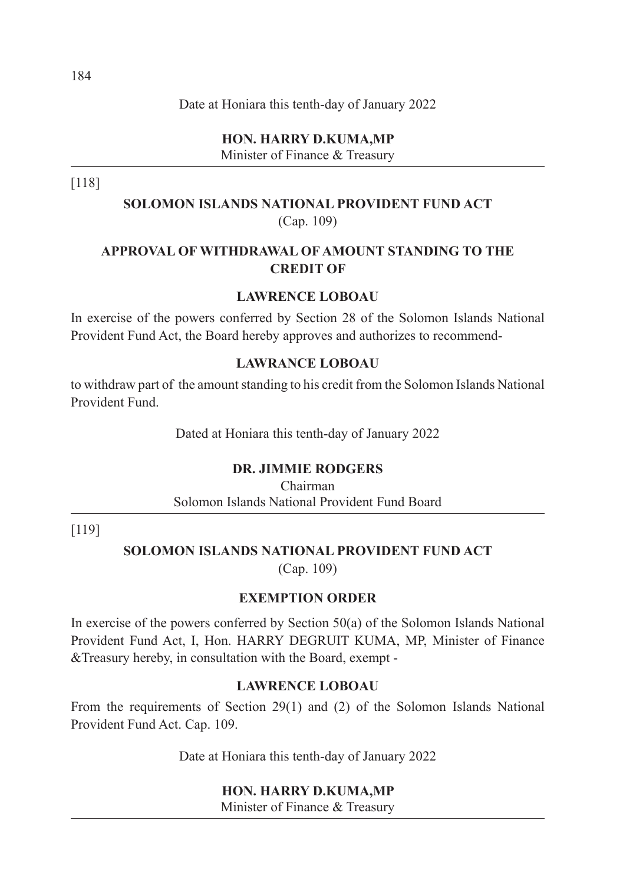Date at Honiara this tenth-day of January 2022

**HON. HARRY D.KUMA,MP**
Minister of Finance & Treasury

---

[118]

## SOLOMON ISLANDS NATIONAL PROVIDENT FUND ACT
(Cap. 109)

### APPROVAL OF WITHDRAWAL OF AMOUNT STANDING TO THE CREDIT OF

### LAWRENCE LOBOAU

In exercise of the powers conferred by Section 28 of the Solomon Islands National Provident Fund Act, the Board hereby approves and authorizes to recommend-

**LAWRANCE LOBOAU**

to withdraw part of the amount standing to his credit from the Solomon Islands National Provident Fund.

Dated at Honiara this tenth-day of January 2022

**DR. JIMMIE RODGERS**
Chairman
Solomon Islands National Provident Fund Board

---

[119]

## SOLOMON ISLANDS NATIONAL PROVIDENT FUND ACT
(Cap. 109)

### EXEMPTION ORDER

In exercise of the powers conferred by Section 50(a) of the Solomon Islands National Provident Fund Act, I, Hon. HARRY DEGRUIT KUMA, MP, Minister of Finance &Treasury hereby, in consultation with the Board, exempt -

**LAWRENCE LOBOAU**

From the requirements of Section 29(1) and (2) of the Solomon Islands National Provident Fund Act. Cap. 109.

Date at Honiara this tenth-day of January 2022

**HON. HARRY D.KUMA,MP**
Minister of Finance & Treasury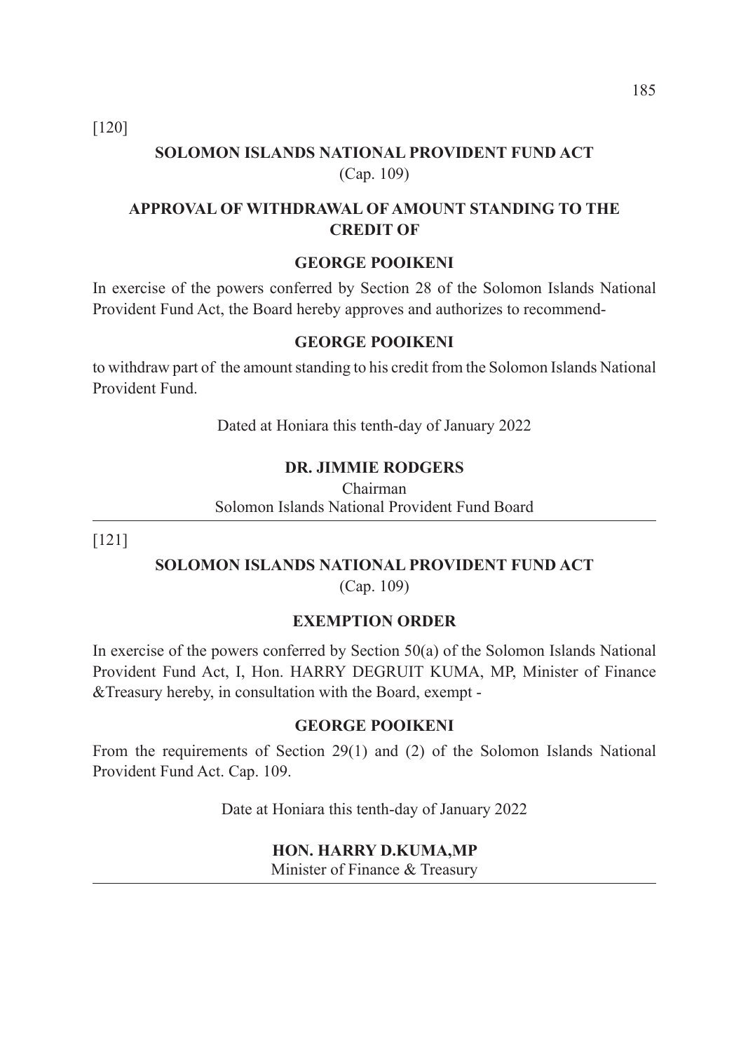[120]

## SOLOMON ISLANDS NATIONAL PROVIDENT FUND ACT

(Cap. 109)

### APPROVAL OF WITHDRAWAL OF AMOUNT STANDING TO THE CREDIT OF

### GEORGE POOIKENI

In exercise of the powers conferred by Section 28 of the Solomon Islands National Provident Fund Act, the Board hereby approves and authorizes to recommend-

**GEORGE POOIKENI**

to withdraw part of the amount standing to his credit from the Solomon Islands National Provident Fund.

Dated at Honiara this tenth-day of January 2022

**DR. JIMMIE RODGERS**
Chairman
Solomon Islands National Provident Fund Board

---

[121]

## SOLOMON ISLANDS NATIONAL PROVIDENT FUND ACT

(Cap. 109)

### EXEMPTION ORDER

In exercise of the powers conferred by Section 50(a) of the Solomon Islands National Provident Fund Act, I, Hon. HARRY DEGRUIT KUMA, MP, Minister of Finance &Treasury hereby, in consultation with the Board, exempt -

**GEORGE POOIKENI**

From the requirements of Section 29(1) and (2) of the Solomon Islands National Provident Fund Act. Cap. 109.

Date at Honiara this tenth-day of January 2022

**HON. HARRY D.KUMA,MP**
Minister of Finance & Treasury

---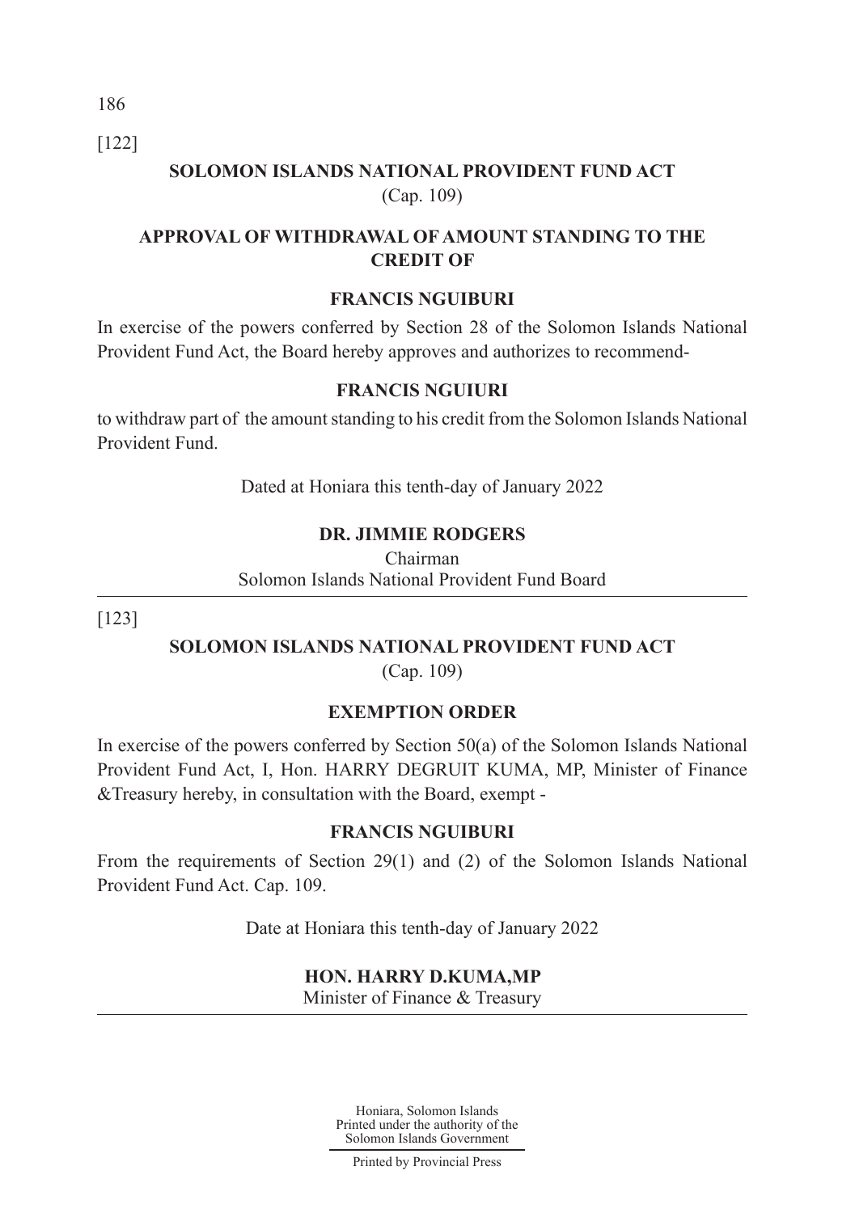[122]

**SOLOMON ISLANDS NATIONAL PROVIDENT FUND ACT**
(Cap. 109)

**APPROVAL OF WITHDRAWAL OF AMOUNT STANDING TO THE CREDIT OF**

**FRANCIS NGUIBURI**

In exercise of the powers conferred by Section 28 of the Solomon Islands National Provident Fund Act, the Board hereby approves and authorizes to recommend-

**FRANCIS NGUIURI**

to withdraw part of the amount standing to his credit from the Solomon Islands National Provident Fund.

Dated at Honiara this tenth-day of January 2022

**DR. JIMMIE RODGERS**
Chairman
Solomon Islands National Provident Fund Board

---

[123]

**SOLOMON ISLANDS NATIONAL PROVIDENT FUND ACT**
(Cap. 109)

**EXEMPTION ORDER**

In exercise of the powers conferred by Section 50(a) of the Solomon Islands National Provident Fund Act, I, Hon. HARRY DEGRUIT KUMA, MP, Minister of Finance &Treasury hereby, in consultation with the Board, exempt -

**FRANCIS NGUIBURI**

From the requirements of Section 29(1) and (2) of the Solomon Islands National Provident Fund Act. Cap. 109.

Date at Honiara this tenth-day of January 2022

**HON. HARRY D.KUMA,MP**
Minister of Finance & Treasury

---

Honiara, Solomon Islands
Printed under the authority of the
Solomon Islands Government

Printed by Provincial Press